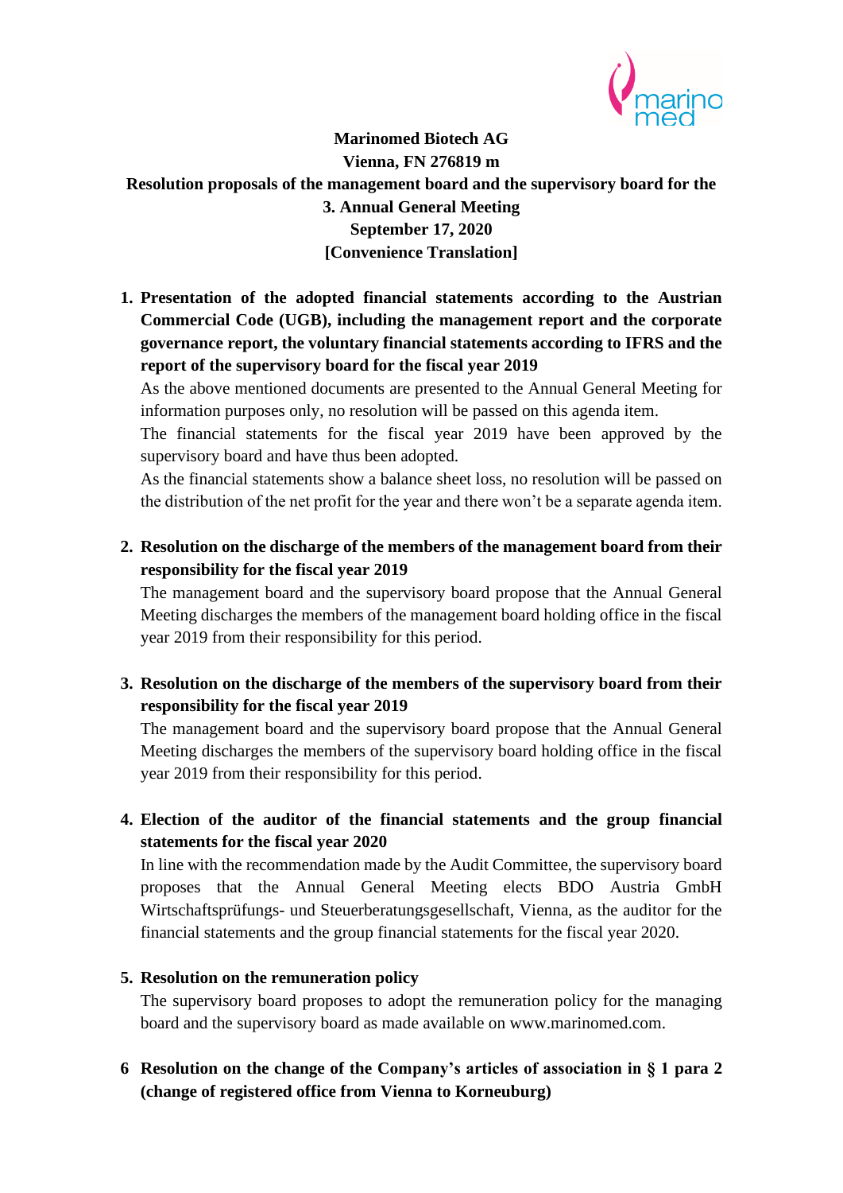**Marinomed Biotech AG**

**Vienna, FN 276819 m**

**Resolution proposals of the management board and the supervisory board for the 3. Annual General Meeting**

**September 17, 2020**

**[Convenience Translation]**

1. **Presentation of the adopted financial statements according to the Austrian Commercial Code (UGB), including the management report and the corporate governance report, the voluntary financial statements according to IFRS and the report of the supervisory board for the fiscal year 2019**

   As the above mentioned documents are presented to the Annual General Meeting for information purposes only, no resolution will be passed on this agenda item.

   The financial statements for the fiscal year 2019 have been approved by the supervisory board and have thus been adopted.

   As the financial statements show a balance sheet loss, no resolution will be passed on the distribution of the net profit for the year and there won't be a separate agenda item.

2. **Resolution on the discharge of the members of the management board from their responsibility for the fiscal year 2019**

   The management board and the supervisory board propose that the Annual General Meeting discharges the members of the management board holding office in the fiscal year 2019 from their responsibility for this period.

3. **Resolution on the discharge of the members of the supervisory board from their responsibility for the fiscal year 2019**

   The management board and the supervisory board propose that the Annual General Meeting discharges the members of the supervisory board holding office in the fiscal year 2019 from their responsibility for this period.

4. **Election of the auditor of the financial statements and the group financial statements for the fiscal year 2020**

   In line with the recommendation made by the Audit Committee, the supervisory board proposes that the Annual General Meeting elects BDO Austria GmbH Wirtschaftsprüfungs- und Steuerberatungsgesellschaft, Vienna, as the auditor for the financial statements and the group financial statements for the fiscal year 2020.

5. **Resolution on the remuneration policy**

   The supervisory board proposes to adopt the remuneration policy for the managing board and the supervisory board as made available on www.marinomed.com.

6 **Resolution on the change of the Company's articles of association in § 1 para 2 (change of registered office from Vienna to Korneuburg)**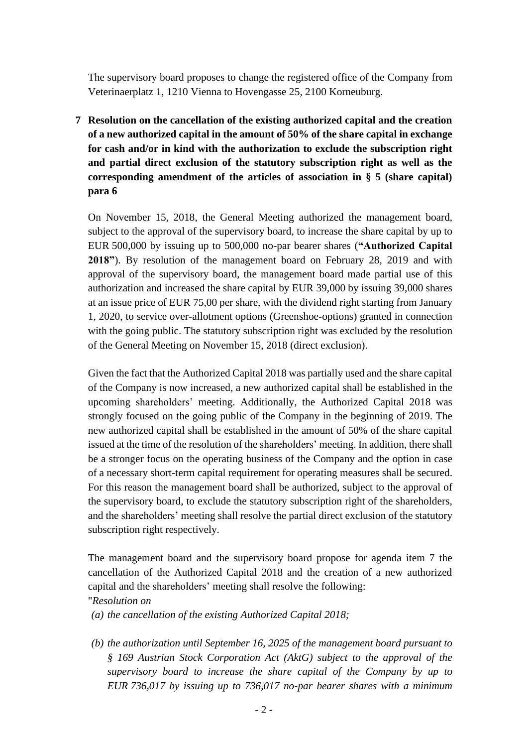The supervisory board proposes to change the registered office of the Company from Veterinaerplatz 1, 1210 Vienna to Hovengasse 25, 2100 Korneuburg.

## 7 Resolution on the cancellation of the existing authorized capital and the creation of a new authorized capital in the amount of 50% of the share capital in exchange for cash and/or in kind with the authorization to exclude the subscription right and partial direct exclusion of the statutory subscription right as well as the corresponding amendment of the articles of association in § 5 (share capital) para 6

On November 15, 2018, the General Meeting authorized the management board, subject to the approval of the supervisory board, to increase the share capital by up to EUR 500,000 by issuing up to 500,000 no-par bearer shares (**"Authorized Capital 2018"**). By resolution of the management board on February 28, 2019 and with approval of the supervisory board, the management board made partial use of this authorization and increased the share capital by EUR 39,000 by issuing 39,000 shares at an issue price of EUR 75,00 per share, with the dividend right starting from January 1, 2020, to service over-allotment options (Greenshoe-options) granted in connection with the going public. The statutory subscription right was excluded by the resolution of the General Meeting on November 15, 2018 (direct exclusion).

Given the fact that the Authorized Capital 2018 was partially used and the share capital of the Company is now increased, a new authorized capital shall be established in the upcoming shareholders' meeting. Additionally, the Authorized Capital 2018 was strongly focused on the going public of the Company in the beginning of 2019. The new authorized capital shall be established in the amount of 50% of the share capital issued at the time of the resolution of the shareholders' meeting. In addition, there shall be a stronger focus on the operating business of the Company and the option in case of a necessary short-term capital requirement for operating measures shall be secured. For this reason the management board shall be authorized, subject to the approval of the supervisory board, to exclude the statutory subscription right of the shareholders, and the shareholders' meeting shall resolve the partial direct exclusion of the statutory subscription right respectively.

The management board and the supervisory board propose for agenda item 7 the cancellation of the Authorized Capital 2018 and the creation of a new authorized capital and the shareholders' meeting shall resolve the following:

"*Resolution on*

(a) *the cancellation of the existing Authorized Capital 2018;*

(b) *the authorization until September 16, 2025 of the management board pursuant to § 169 Austrian Stock Corporation Act (AktG) subject to the approval of the supervisory board to increase the share capital of the Company by up to EUR 736,017 by issuing up to 736,017 no-par bearer shares with a minimum*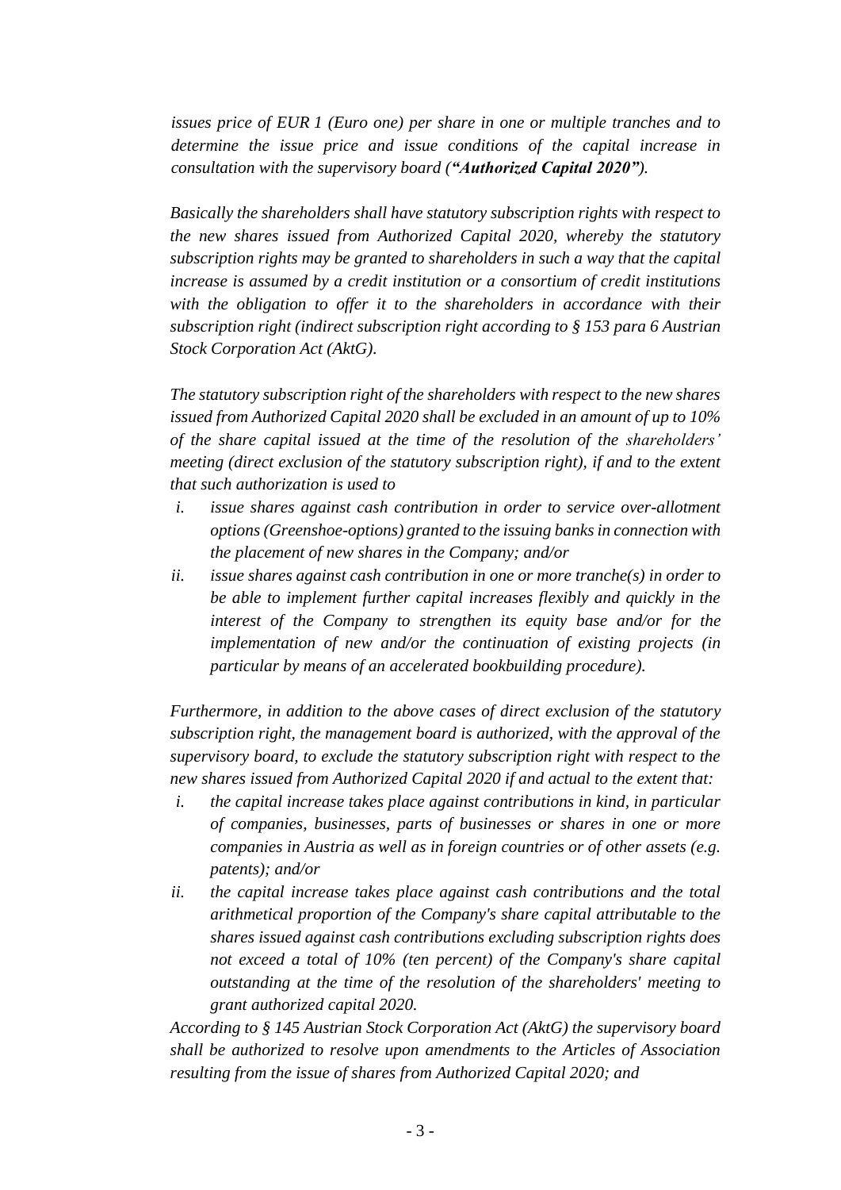*issues price of EUR 1 (Euro one) per share in one or multiple tranches and to determine the issue price and issue conditions of the capital increase in consultation with the supervisory board (****"Authorized Capital 2020"****).*

*Basically the shareholders shall have statutory subscription rights with respect to the new shares issued from Authorized Capital 2020, whereby the statutory subscription rights may be granted to shareholders in such a way that the capital increase is assumed by a credit institution or a consortium of credit institutions with the obligation to offer it to the shareholders in accordance with their subscription right (indirect subscription right according to § 153 para 6 Austrian Stock Corporation Act (AktG).*

*The statutory subscription right of the shareholders with respect to the new shares issued from Authorized Capital 2020 shall be excluded in an amount of up to 10% of the share capital issued at the time of the resolution of the shareholders' meeting (direct exclusion of the statutory subscription right), if and to the extent that such authorization is used to*

- *i. issue shares against cash contribution in order to service over-allotment options (Greenshoe-options) granted to the issuing banks in connection with the placement of new shares in the Company; and/or*
- *ii. issue shares against cash contribution in one or more tranche(s) in order to be able to implement further capital increases flexibly and quickly in the interest of the Company to strengthen its equity base and/or for the implementation of new and/or the continuation of existing projects (in particular by means of an accelerated bookbuilding procedure).*

*Furthermore, in addition to the above cases of direct exclusion of the statutory subscription right, the management board is authorized, with the approval of the supervisory board, to exclude the statutory subscription right with respect to the new shares issued from Authorized Capital 2020 if and actual to the extent that:*

- *i. the capital increase takes place against contributions in kind, in particular of companies, businesses, parts of businesses or shares in one or more companies in Austria as well as in foreign countries or of other assets (e.g. patents); and/or*
- *ii. the capital increase takes place against cash contributions and the total arithmetical proportion of the Company's share capital attributable to the shares issued against cash contributions excluding subscription rights does not exceed a total of 10% (ten percent) of the Company's share capital outstanding at the time of the resolution of the shareholders' meeting to grant authorized capital 2020.*

*According to § 145 Austrian Stock Corporation Act (AktG) the supervisory board shall be authorized to resolve upon amendments to the Articles of Association resulting from the issue of shares from Authorized Capital 2020; and*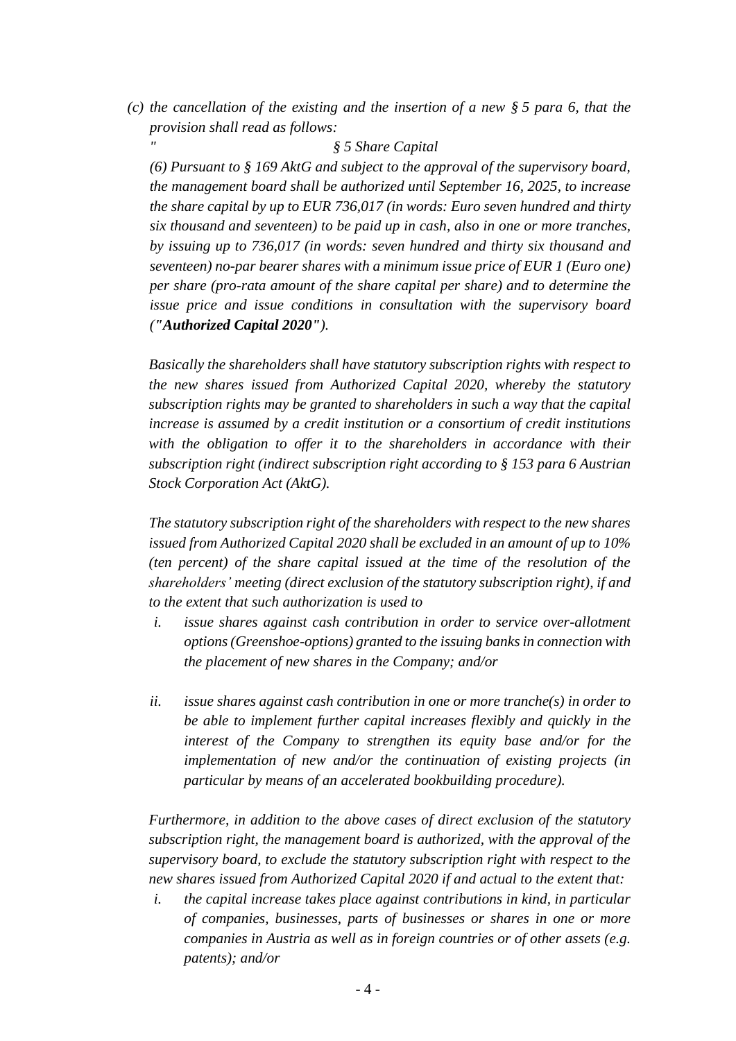*(c) the cancellation of the existing and the insertion of a new § 5 para 6, that the provision shall read as follows:*

*" § 5 Share Capital*

*(6) Pursuant to § 169 AktG and subject to the approval of the supervisory board, the management board shall be authorized until September 16, 2025, to increase the share capital by up to EUR 736,017 (in words: Euro seven hundred and thirty six thousand and seventeen) to be paid up in cash, also in one or more tranches, by issuing up to 736,017 (in words: seven hundred and thirty six thousand and seventeen) no-par bearer shares with a minimum issue price of EUR 1 (Euro one) per share (pro-rata amount of the share capital per share) and to determine the issue price and issue conditions in consultation with the supervisory board ("**Authorized Capital 2020**").*

*Basically the shareholders shall have statutory subscription rights with respect to the new shares issued from Authorized Capital 2020, whereby the statutory subscription rights may be granted to shareholders in such a way that the capital increase is assumed by a credit institution or a consortium of credit institutions with the obligation to offer it to the shareholders in accordance with their subscription right (indirect subscription right according to § 153 para 6 Austrian Stock Corporation Act (AktG).*

*The statutory subscription right of the shareholders with respect to the new shares issued from Authorized Capital 2020 shall be excluded in an amount of up to 10% (ten percent) of the share capital issued at the time of the resolution of the shareholders' meeting (direct exclusion of the statutory subscription right), if and to the extent that such authorization is used to*

*i. issue shares against cash contribution in order to service over-allotment options (Greenshoe-options) granted to the issuing banks in connection with the placement of new shares in the Company; and/or*

*ii. issue shares against cash contribution in one or more tranche(s) in order to be able to implement further capital increases flexibly and quickly in the interest of the Company to strengthen its equity base and/or for the implementation of new and/or the continuation of existing projects (in particular by means of an accelerated bookbuilding procedure).*

*Furthermore, in addition to the above cases of direct exclusion of the statutory subscription right, the management board is authorized, with the approval of the supervisory board, to exclude the statutory subscription right with respect to the new shares issued from Authorized Capital 2020 if and actual to the extent that:*

*i. the capital increase takes place against contributions in kind, in particular of companies, businesses, parts of businesses or shares in one or more companies in Austria as well as in foreign countries or of other assets (e.g. patents); and/or*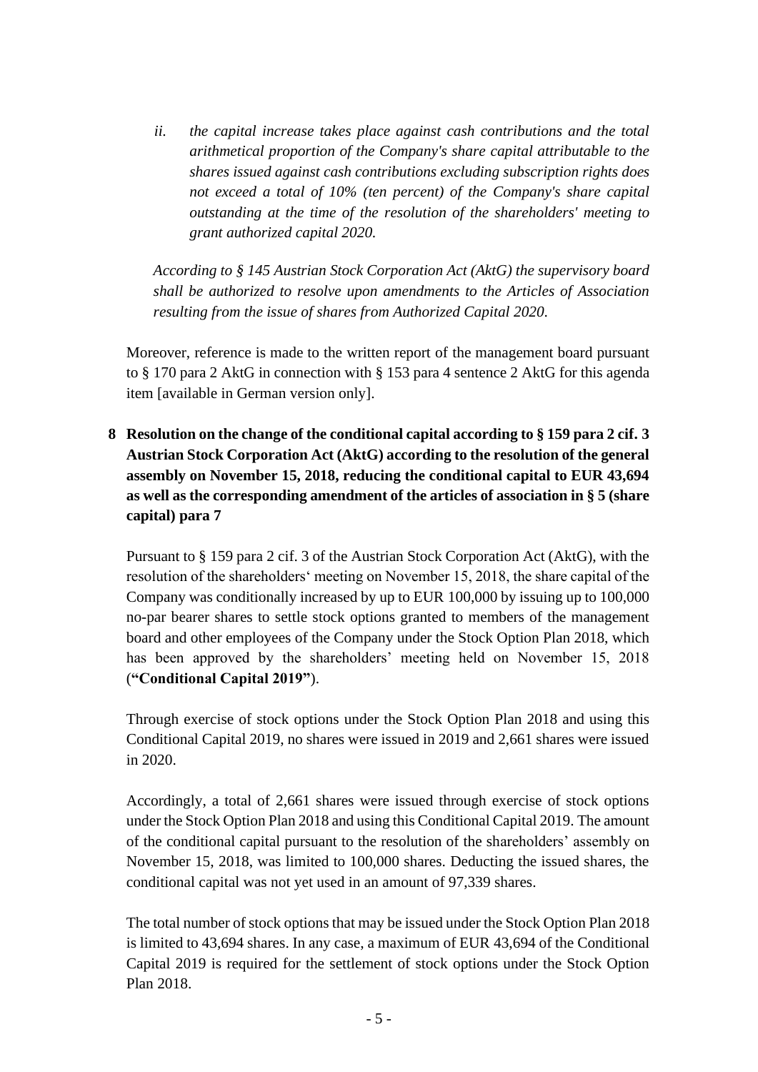*ii. the capital increase takes place against cash contributions and the total arithmetical proportion of the Company's share capital attributable to the shares issued against cash contributions excluding subscription rights does not exceed a total of 10% (ten percent) of the Company's share capital outstanding at the time of the resolution of the shareholders' meeting to grant authorized capital 2020.*

*According to § 145 Austrian Stock Corporation Act (AktG) the supervisory board shall be authorized to resolve upon amendments to the Articles of Association resulting from the issue of shares from Authorized Capital 2020.*

Moreover, reference is made to the written report of the management board pursuant to § 170 para 2 AktG in connection with § 153 para 4 sentence 2 AktG for this agenda item [available in German version only].

## 8 Resolution on the change of the conditional capital according to § 159 para 2 cif. 3 Austrian Stock Corporation Act (AktG) according to the resolution of the general assembly on November 15, 2018, reducing the conditional capital to EUR 43,694 as well as the corresponding amendment of the articles of association in § 5 (share capital) para 7

Pursuant to § 159 para 2 cif. 3 of the Austrian Stock Corporation Act (AktG), with the resolution of the shareholders‘ meeting on November 15, 2018, the share capital of the Company was conditionally increased by up to EUR 100,000 by issuing up to 100,000 no-par bearer shares to settle stock options granted to members of the management board and other employees of the Company under the Stock Option Plan 2018, which has been approved by the shareholders' meeting held on November 15, 2018 (**"Conditional Capital 2019"**).

Through exercise of stock options under the Stock Option Plan 2018 and using this Conditional Capital 2019, no shares were issued in 2019 and 2,661 shares were issued in 2020.

Accordingly, a total of 2,661 shares were issued through exercise of stock options under the Stock Option Plan 2018 and using this Conditional Capital 2019. The amount of the conditional capital pursuant to the resolution of the shareholders' assembly on November 15, 2018, was limited to 100,000 shares. Deducting the issued shares, the conditional capital was not yet used in an amount of 97,339 shares.

The total number of stock options that may be issued under the Stock Option Plan 2018 is limited to 43,694 shares. In any case, a maximum of EUR 43,694 of the Conditional Capital 2019 is required for the settlement of stock options under the Stock Option Plan 2018.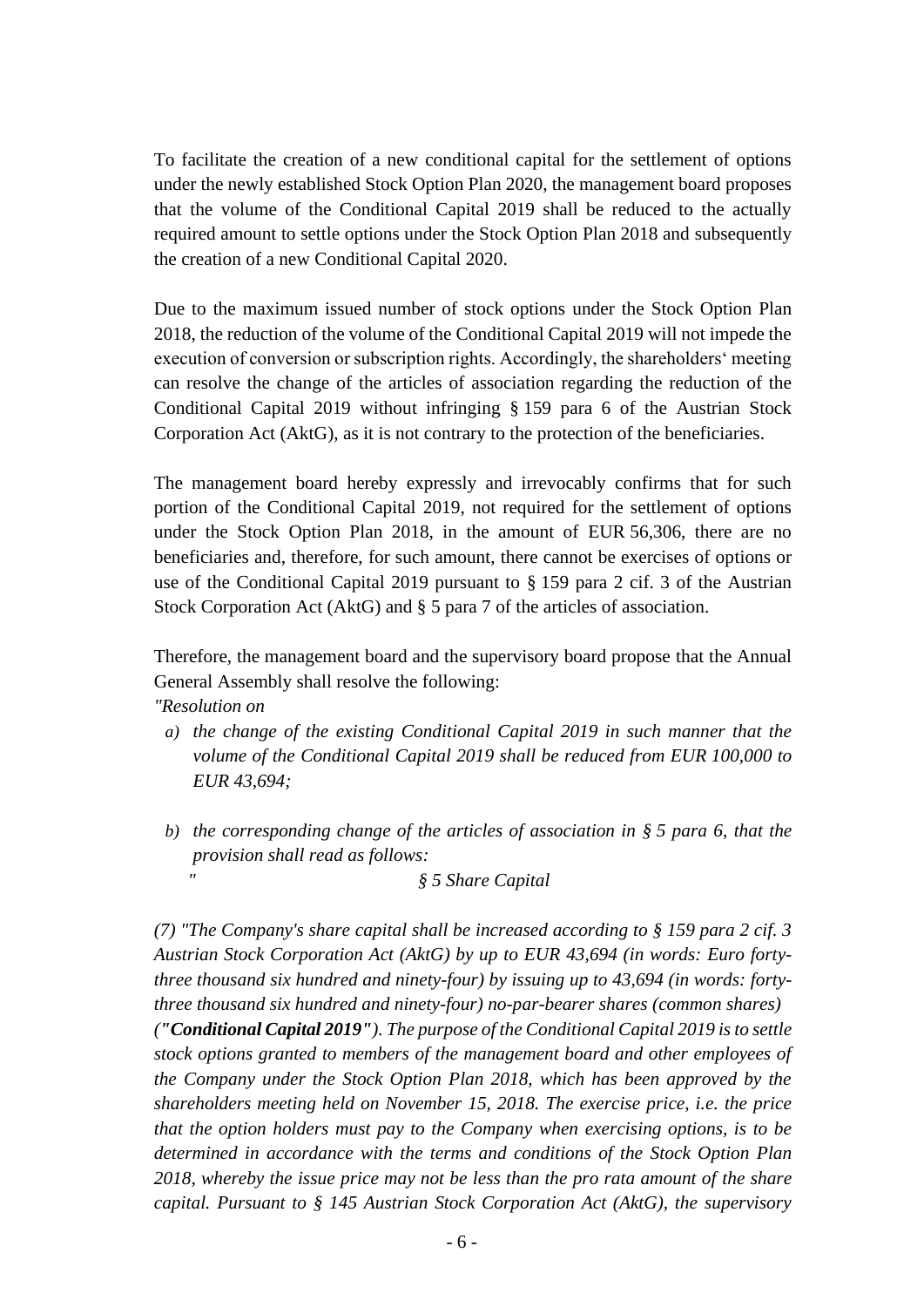To facilitate the creation of a new conditional capital for the settlement of options under the newly established Stock Option Plan 2020, the management board proposes that the volume of the Conditional Capital 2019 shall be reduced to the actually required amount to settle options under the Stock Option Plan 2018 and subsequently the creation of a new Conditional Capital 2020.

Due to the maximum issued number of stock options under the Stock Option Plan 2018, the reduction of the volume of the Conditional Capital 2019 will not impede the execution of conversion or subscription rights. Accordingly, the shareholders' meeting can resolve the change of the articles of association regarding the reduction of the Conditional Capital 2019 without infringing § 159 para 6 of the Austrian Stock Corporation Act (AktG), as it is not contrary to the protection of the beneficiaries.

The management board hereby expressly and irrevocably confirms that for such portion of the Conditional Capital 2019, not required for the settlement of options under the Stock Option Plan 2018, in the amount of EUR 56,306, there are no beneficiaries and, therefore, for such amount, there cannot be exercises of options or use of the Conditional Capital 2019 pursuant to § 159 para 2 cif. 3 of the Austrian Stock Corporation Act (AktG) and § 5 para 7 of the articles of association.

Therefore, the management board and the supervisory board propose that the Annual General Assembly shall resolve the following:

*"Resolution on*

a) *the change of the existing Conditional Capital 2019 in such manner that the volume of the Conditional Capital 2019 shall be reduced from EUR 100,000 to EUR 43,694;*

b) *the corresponding change of the articles of association in § 5 para 6, that the provision shall read as follows:*

*" § 5 Share Capital*

*(7) "The Company's share capital shall be increased according to § 159 para 2 cif. 3 Austrian Stock Corporation Act (AktG) by up to EUR 43,694 (in words: Euro forty-three thousand six hundred and ninety-four) by issuing up to 43,694 (in words: forty-three thousand six hundred and ninety-four) no-par-bearer shares (common shares) (**"Conditional Capital 2019"**). The purpose of the Conditional Capital 2019 is to settle stock options granted to members of the management board and other employees of the Company under the Stock Option Plan 2018, which has been approved by the shareholders meeting held on November 15, 2018. The exercise price, i.e. the price that the option holders must pay to the Company when exercising options, is to be determined in accordance with the terms and conditions of the Stock Option Plan 2018, whereby the issue price may not be less than the pro rata amount of the share capital. Pursuant to § 145 Austrian Stock Corporation Act (AktG), the supervisory*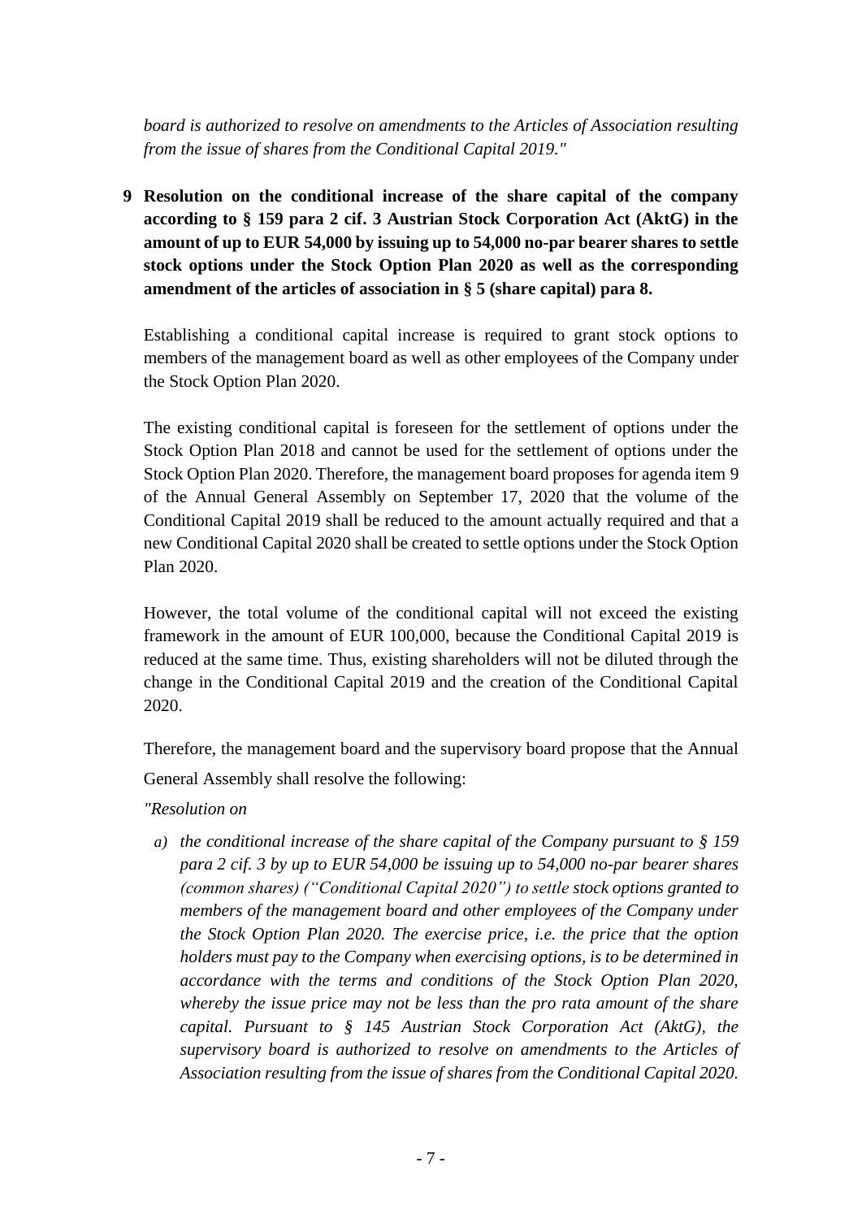*board is authorized to resolve on amendments to the Articles of Association resulting from the issue of shares from the Conditional Capital 2019."*

**9 Resolution on the conditional increase of the share capital of the company according to § 159 para 2 cif. 3 Austrian Stock Corporation Act (AktG) in the amount of up to EUR 54,000 by issuing up to 54,000 no-par bearer shares to settle stock options under the Stock Option Plan 2020 as well as the corresponding amendment of the articles of association in § 5 (share capital) para 8.**

Establishing a conditional capital increase is required to grant stock options to members of the management board as well as other employees of the Company under the Stock Option Plan 2020.

The existing conditional capital is foreseen for the settlement of options under the Stock Option Plan 2018 and cannot be used for the settlement of options under the Stock Option Plan 2020. Therefore, the management board proposes for agenda item 9 of the Annual General Assembly on September 17, 2020 that the volume of the Conditional Capital 2019 shall be reduced to the amount actually required and that a new Conditional Capital 2020 shall be created to settle options under the Stock Option Plan 2020.

However, the total volume of the conditional capital will not exceed the existing framework in the amount of EUR 100,000, because the Conditional Capital 2019 is reduced at the same time. Thus, existing shareholders will not be diluted through the change in the Conditional Capital 2019 and the creation of the Conditional Capital 2020.

Therefore, the management board and the supervisory board propose that the Annual General Assembly shall resolve the following:

*"Resolution on*

*a) the conditional increase of the share capital of the Company pursuant to § 159 para 2 cif. 3 by up to EUR 54,000 be issuing up to 54,000 no-par bearer shares (common shares) ("Conditional Capital 2020") to settle stock options granted to members of the management board and other employees of the Company under the Stock Option Plan 2020. The exercise price, i.e. the price that the option holders must pay to the Company when exercising options, is to be determined in accordance with the terms and conditions of the Stock Option Plan 2020, whereby the issue price may not be less than the pro rata amount of the share capital. Pursuant to § 145 Austrian Stock Corporation Act (AktG), the supervisory board is authorized to resolve on amendments to the Articles of Association resulting from the issue of shares from the Conditional Capital 2020.*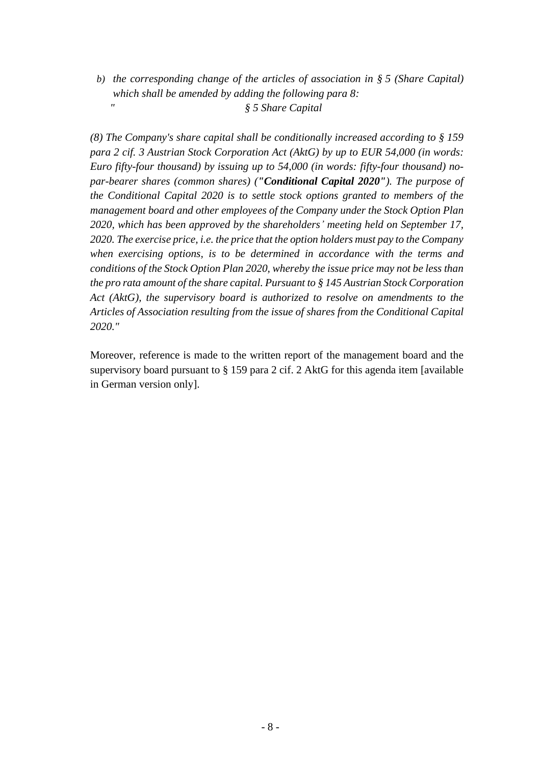b) *the corresponding change of the articles of association in § 5 (Share Capital) which shall be amended by adding the following para 8:*

*"* *§ 5 Share Capital*

*(8) The Company's share capital shall be conditionally increased according to § 159 para 2 cif. 3 Austrian Stock Corporation Act (AktG) by up to EUR 54,000 (in words: Euro fifty-four thousand) by issuing up to 54,000 (in words: fifty-four thousand) no-par-bearer shares (common shares) (**"Conditional Capital 2020"**). The purpose of the Conditional Capital 2020 is to settle stock options granted to members of the management board and other employees of the Company under the Stock Option Plan 2020, which has been approved by the shareholders' meeting held on September 17, 2020. The exercise price, i.e. the price that the option holders must pay to the Company when exercising options, is to be determined in accordance with the terms and conditions of the Stock Option Plan 2020, whereby the issue price may not be less than the pro rata amount of the share capital. Pursuant to § 145 Austrian Stock Corporation Act (AktG), the supervisory board is authorized to resolve on amendments to the Articles of Association resulting from the issue of shares from the Conditional Capital 2020."*

Moreover, reference is made to the written report of the management board and the supervisory board pursuant to § 159 para 2 cif. 2 AktG for this agenda item [available in German version only].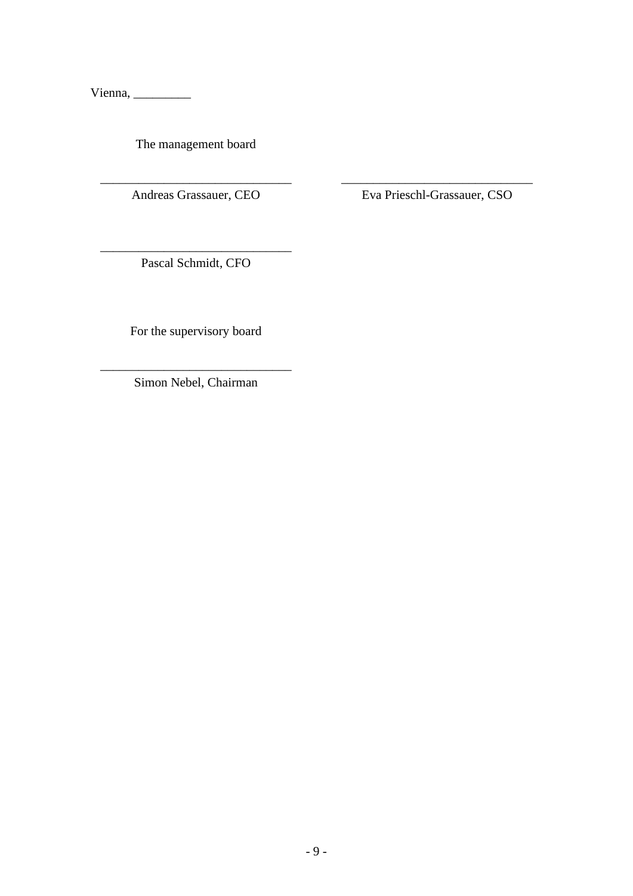Vienna, _________

The management board

______________________________ ______________________________

Andreas Grassauer, CEO Eva Prieschl-Grassauer, CSO

______________________________

Pascal Schmidt, CFO

For the supervisory board

______________________________

Simon Nebel, Chairman